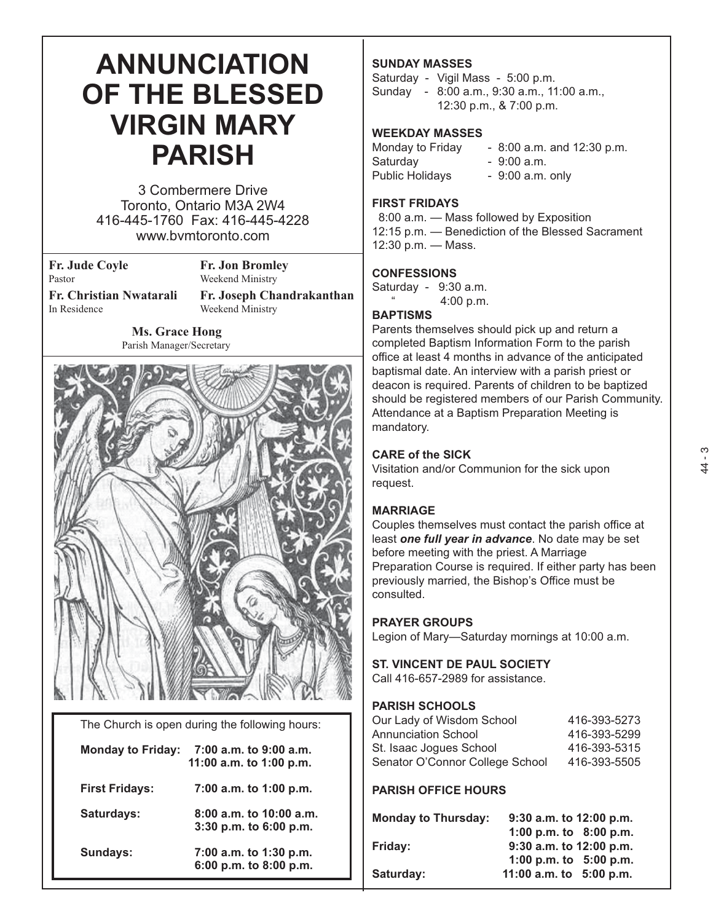# ANNUNCIATION OF THE BLESSED VIRGIN MARY PARISH

3 Combermere Drive
Toronto, Ontario M3A 2W4
416-445-1760 Fax: 416-445-4228
www.bvmtoronto.com

**Fr. Jude Coyle**
Pastor

**Fr. Jon Bromley**
Weekend Ministry

**Fr. Christian Nwatarali**
In Residence

**Fr. Joseph Chandrakanthan**
Weekend Ministry

**Ms. Grace Hong**
Parish Manager/Secretary

The Church is open during the following hours:

| | |
|---|---|
| **Monday to Friday:** | **7:00 a.m. to 9:00 a.m.**<br>**11:00 a.m. to 1:00 p.m.** |
| **First Fridays:** | **7:00 a.m. to 1:00 p.m.** |
| **Saturdays:** | **8:00 a.m. to 10:00 a.m.**<br>**3:30 p.m. to 6:00 p.m.** |
| **Sundays:** | **7:00 a.m. to 1:30 p.m.**<br>**6:00 p.m. to 8:00 p.m.** |

### SUNDAY MASSES

Saturday - Vigil Mass - 5:00 p.m.
Sunday - 8:00 a.m., 9:30 a.m., 11:00 a.m., 12:30 p.m., & 7:00 p.m.

### WEEKDAY MASSES

Monday to Friday - 8:00 a.m. and 12:30 p.m.
Saturday - 9:00 a.m.
Public Holidays - 9:00 a.m. only

### FIRST FRIDAYS

8:00 a.m. — Mass followed by Exposition
12:15 p.m. — Benediction of the Blessed Sacrament
12:30 p.m. — Mass.

### CONFESSIONS

Saturday - 9:30 a.m.
" 4:00 p.m.

### BAPTISMS

Parents themselves should pick up and return a completed Baptism Information Form to the parish office at least 4 months in advance of the anticipated baptismal date. An interview with a parish priest or deacon is required. Parents of children to be baptized should be registered members of our Parish Community. Attendance at a Baptism Preparation Meeting is mandatory.

### CARE of the SICK

Visitation and/or Communion for the sick upon request.

### MARRIAGE

Couples themselves must contact the parish office at least ***one full year in advance***. No date may be set before meeting with the priest. A Marriage Preparation Course is required. If either party has been previously married, the Bishop's Office must be consulted.

### PRAYER GROUPS

Legion of Mary—Saturday mornings at 10:00 a.m.

### ST. VINCENT DE PAUL SOCIETY

Call 416-657-2989 for assistance.

### PARISH SCHOOLS

| | |
|---|---|
| Our Lady of Wisdom School | 416-393-5273 |
| Annunciation School | 416-393-5299 |
| St. Isaac Jogues School | 416-393-5315 |
| Senator O'Connor College School | 416-393-5505 |

### PARISH OFFICE HOURS

| | |
|---|---|
| **Monday to Thursday:** | **9:30 a.m. to 12:00 p.m.**<br>**1:00 p.m. to 8:00 p.m.** |
| **Friday:** | **9:30 a.m. to 12:00 p.m.**<br>**1:00 p.m. to 5:00 p.m.** |
| **Saturday:** | **11:00 a.m. to 5:00 p.m.** |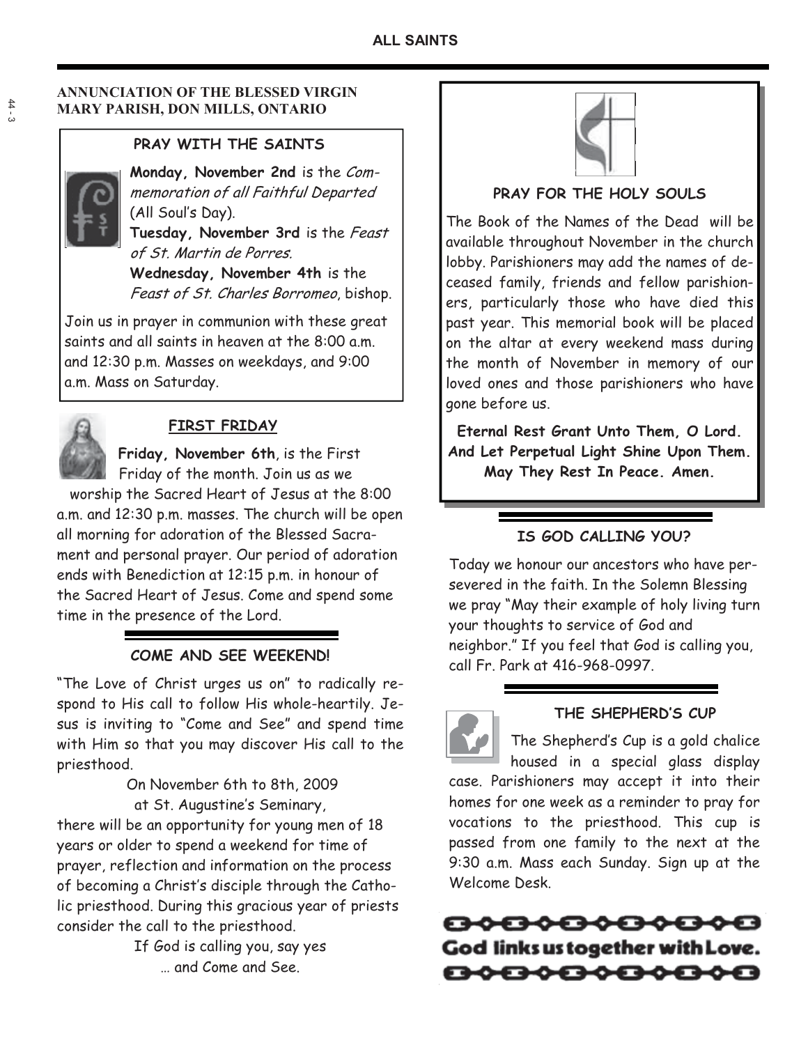## ANNUNCIATION OF THE BLESSED VIRGIN MARY PARISH, DON MILLS, ONTARIO

### PRAY WITH THE SAINTS

**Monday, November 2nd** is the *Commemoration of all Faithful Departed* (All Soul's Day).

**Tuesday, November 3rd** is the *Feast of St. Martin de Porres.*

**Wednesday, November 4th** is the *Feast of St. Charles Borromeo*, bishop.

Join us in prayer in communion with these great saints and all saints in heaven at the 8:00 a.m. and 12:30 p.m. Masses on weekdays, and 9:00 a.m. Mass on Saturday.

### FIRST FRIDAY

**Friday, November 6th**, is the First Friday of the month. Join us as we worship the Sacred Heart of Jesus at the 8:00 a.m. and 12:30 p.m. masses. The church will be open all morning for adoration of the Blessed Sacrament and personal prayer. Our period of adoration ends with Benediction at 12:15 p.m. in honour of the Sacred Heart of Jesus. Come and spend some time in the presence of the Lord.

### COME AND SEE WEEKEND!

"The Love of Christ urges us on" to radically respond to His call to follow His whole-heartily. Jesus is inviting to "Come and See" and spend time with Him so that you may discover His call to the priesthood.

On November 6th to 8th, 2009
at St. Augustine's Seminary,

there will be an opportunity for young men of 18 years or older to spend a weekend for time of prayer, reflection and information on the process of becoming a Christ's disciple through the Catholic priesthood. During this gracious year of priests consider the call to the priesthood.

If God is calling you, say yes
… and Come and See.

### PRAY FOR THE HOLY SOULS

The Book of the Names of the Dead will be available throughout November in the church lobby. Parishioners may add the names of deceased family, friends and fellow parishioners, particularly those who have died this past year. This memorial book will be placed on the altar at every weekend mass during the month of November in memory of our loved ones and those parishioners who have gone before us.

**Eternal Rest Grant Unto Them, O Lord. And Let Perpetual Light Shine Upon Them. May They Rest In Peace. Amen.**

### IS GOD CALLING YOU?

Today we honour our ancestors who have persevered in the faith. In the Solemn Blessing we pray "May their example of holy living turn your thoughts to service of God and neighbor." If you feel that God is calling you, call Fr. Park at 416-968-0997.

### THE SHEPHERD'S CUP

The Shepherd's Cup is a gold chalice housed in a special glass display case. Parishioners may accept it into their homes for one week as a reminder to pray for vocations to the priesthood. This cup is passed from one family to the next at the 9:30 a.m. Mass each Sunday. Sign up at the Welcome Desk.

**God links us together with Love.**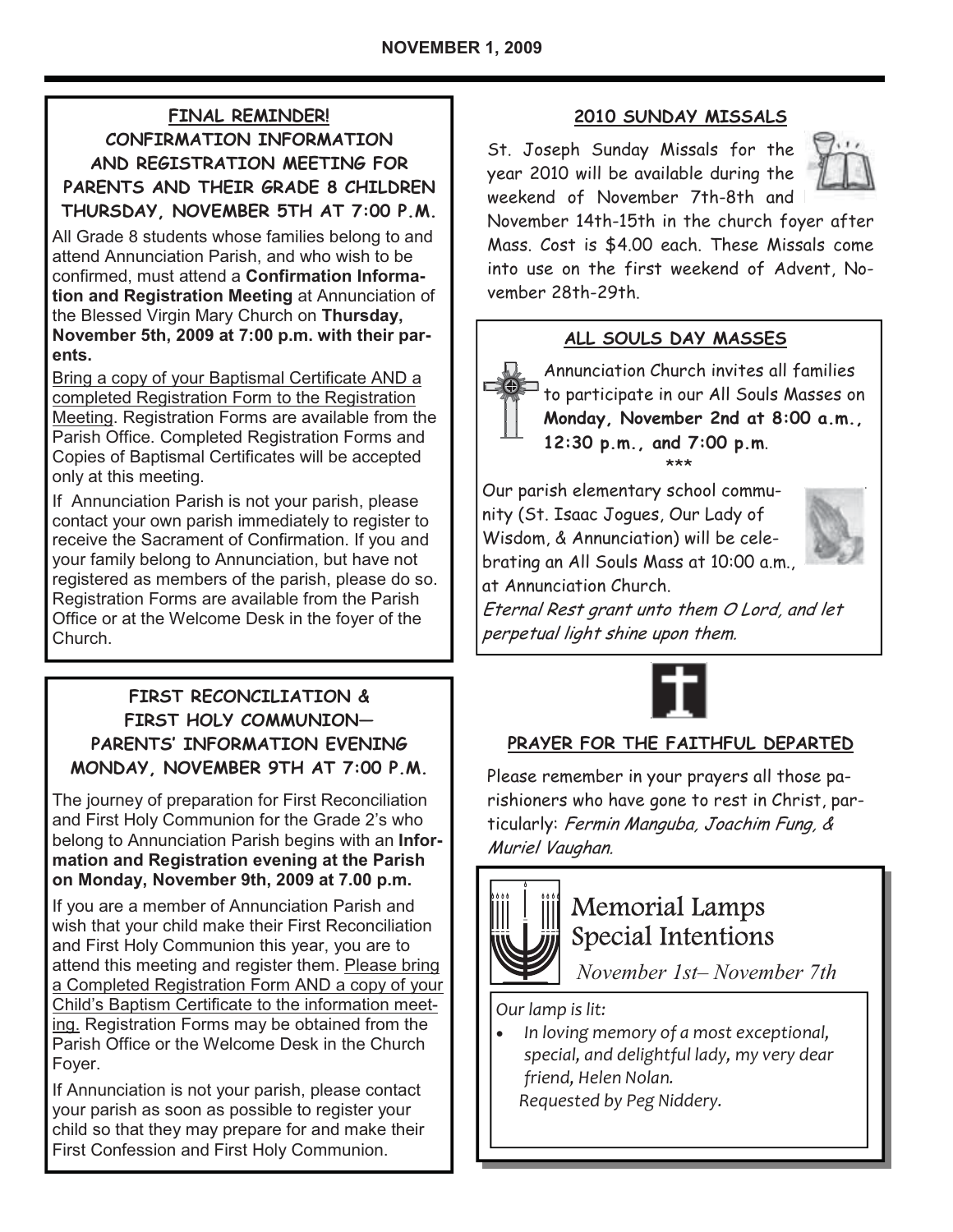**NOVEMBER 1, 2009**

## FINAL REMINDER!

## CONFIRMATION INFORMATION AND REGISTRATION MEETING FOR PARENTS AND THEIR GRADE 8 CHILDREN THURSDAY, NOVEMBER 5TH AT 7:00 P.M.

All Grade 8 students whose families belong to and attend Annunciation Parish, and who wish to be confirmed, must attend a **Confirmation Information and Registration Meeting** at Annunciation of the Blessed Virgin Mary Church on **Thursday, November 5th, 2009 at 7:00 p.m. with their parents.**

Bring a copy of your Baptismal Certificate AND a completed Registration Form to the Registration Meeting. Registration Forms are available from the Parish Office. Completed Registration Forms and Copies of Baptismal Certificates will be accepted only at this meeting.

If Annunciation Parish is not your parish, please contact your own parish immediately to register to receive the Sacrament of Confirmation. If you and your family belong to Annunciation, but have not registered as members of the parish, please do so. Registration Forms are available from the Parish Office or at the Welcome Desk in the foyer of the Church.

## FIRST RECONCILIATION & FIRST HOLY COMMUNION— PARENTS' INFORMATION EVENING MONDAY, NOVEMBER 9TH AT 7:00 P.M.

The journey of preparation for First Reconciliation and First Holy Communion for the Grade 2's who belong to Annunciation Parish begins with an **Information and Registration evening at the Parish on Monday, November 9th, 2009 at 7.00 p.m.**

If you are a member of Annunciation Parish and wish that your child make their First Reconciliation and First Holy Communion this year, you are to attend this meeting and register them. Please bring a Completed Registration Form AND a copy of your Child's Baptism Certificate to the information meeting. Registration Forms may be obtained from the Parish Office or the Welcome Desk in the Church Foyer.

If Annunciation is not your parish, please contact your parish as soon as possible to register your child so that they may prepare for and make their First Confession and First Holy Communion.

## 2010 SUNDAY MISSALS

St. Joseph Sunday Missals for the year 2010 will be available during the weekend of November 7th-8th and November 14th-15th in the church foyer after Mass. Cost is $4.00 each. These Missals come into use on the first weekend of Advent, November 28th-29th.

## ALL SOULS DAY MASSES

Annunciation Church invites all families to participate in our All Souls Masses on **Monday, November 2nd at 8:00 a.m., 12:30 p.m., and 7:00 p.m**.

\*\*\*

Our parish elementary school community (St. Isaac Jogues, Our Lady of Wisdom, & Annunciation) will be celebrating an All Souls Mass at 10:00 a.m., at Annunciation Church.

*Eternal Rest grant unto them O Lord, and let perpetual light shine upon them.*

## PRAYER FOR THE FAITHFUL DEPARTED

Please remember in your prayers all those parishioners who have gone to rest in Christ, particularly: *Fermin Manguba, Joachim Fung, & Muriel Vaughan.*

## Memorial Lamps Special Intentions

*November 1st– November 7th*

*Our lamp is lit:*

- *In loving memory of a most exceptional, special, and delightful lady, my very dear friend, Helen Nolan. Requested by Peg Niddery.*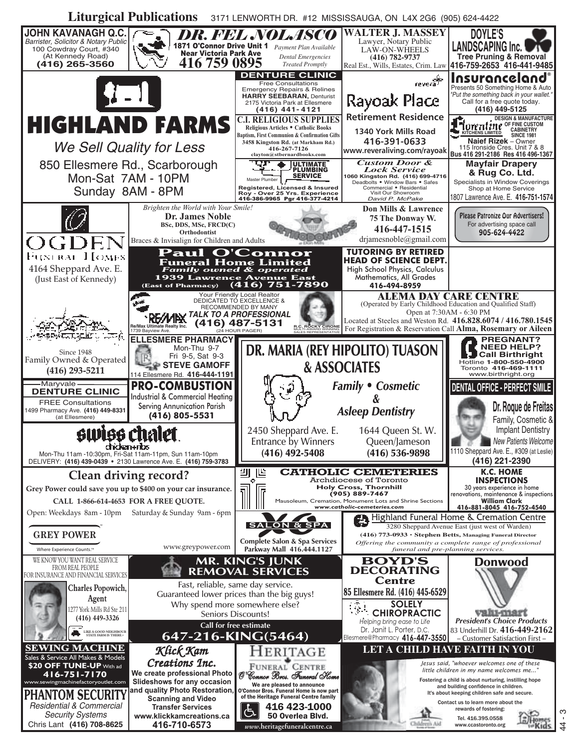**Liturgical Publications** 3171 LENWORTH DR. #12 MISSISSAUGA, ON L4X 2G6 (905) 624-4422

**JOHN KAVANAGH Q.C.**
*Barrister, Solicitor & Notary Public*
100 Cowdray Court, #340
(At Kennedy Road)
**(416) 265-3560**

**DR. FEL NOLASCO**
**1871 O'Connor Drive Unit 1**
**Near Victoria Park Ave**
**416 759 0895**
*Payment Plan Available*
*Dental Emergencies*
*Treated Promptly*

**WALTER J. MASSEY**
Lawyer, Notary Public
LAW-ON-WHEELS
**(416) 782-9737**
Real Est., Wills, Estates, Crim. Law

**DOYLE'S LANDSCAPING Inc.**
**Tree Pruning & Removal**
**416-759-2653 416-441-9485**

**HIGHLAND FARMS**
*We Sell Quality for Less*
850 Ellesmere Rd., Scarborough
Mon-Sat 7AM - 10PM
Sunday 8AM - 8PM

**DENTURE CLINIC**
Free Consultations
Emergency Repairs & Relines
**HARRY SEEBARAN,** Denturist
2175 Victoria Park at Ellesmere
**(416) 441-4121**

**C.I. RELIGIOUS SUPPLIES**
**Religious Articles • Catholic Books**
**Baptism, First Communion & Confirmation Gifts**
**3458 Kingston Rd. (at Markham Rd.)**
**416-267-7126**
**clayton@stbernardbooks.com**

**ULTIMATE PLUMBING SERVICE**
Master Plumber
**Registered, Licensed & Insured**
**Roy - Over 25 Yrs. Experience**
**416-386-9965 Pgr 416-377-4214**

reveraı
**Rayoak Place**
**Retirement Residence**
**1340 York Mills Road**
**416-391-0633**
**www.reveraliving.com/rayoak**

***Custom Door & Lock Service***
**1060 Kingston Rd. (416) 699-4716**
Deadbolts • Window Bars • Safes
Commercial • Residential
Visit Our Showroom
*David P. McPake*

**Insuranceland®**
Presents 50 Something Home & Auto
*"Put the something back in your wallet."*
Call for a free quote today.
**(416) 449-5125**

**Florentine KITCHENS LIMITED**
**DESIGN & MANUFACTURE OF FINE CUSTOM CABINETRY SINCE 1981**
**Naief Rizek** – Owner
115 Ironside Cres. Unit 7 & 8
**Bus 416 291-2186 Res 416 496-1367**

**Mayfair Drapery & Rug Co. Ltd.**
Specialists in Window Coverings
Shop at Home Service
1807 Lawrence Ave. E. **416-751-1574**

**OGDEN FUNERAL HOMES**
4164 Sheppard Ave. E.
(Just East of Kennedy)

Since 1948
Family Owned & Operated
**(416) 293-5211**

*Brighten the World with Your Smile!*
**Dr. James Noble**
**BSc, DDS, MSc, FRCD(C)**
**Orthodontist**
Braces & Invisalign for Children and Adults
ORTHODONTICS at Don Mills
**Don Mills & Lawrence**
**75 The Donway W.**
**416-447-1515**
drjamesnoble@gmail.com

**Please Patronize Our Advertisers!**
For advertising space call
**905-624-4422**

**Paul O'Connor Funeral Home Limited**
***Family owned & operated***
**1939 Lawrence Avenue East**
**(East of Pharmacy) (416) 751-7890**

**TUTORING BY RETIRED HEAD OF SCIENCE DEPT.**
High School Physics, Calculus
Mathematics, All Grades
**416-494-8959**

Your Friendly Local Realtor
DEDICATED TO EXCELLENCE &
RECOMMENDED BY MANY
***TALK TO A PROFESSIONAL***
**RE/MAX (416) 487-5131**
Re/Max Ultimate Realty Inc.
1739 Bayview Ave. (24 HOUR PAGER)
**R.C. ROCKY CIRONE**
MULTI-AWARD WINNING SALES REPRESENTATIVE

**ALEMA DAY CARE CENTRE**
(Operated by Early Childhood Education and Qualified Staff)
Open at 7:30AM - 6:30 PM
Located at Steeles and Weston Rd. **416.828.6074 / 416.780.1545**
For Registration & Reservation Call **Alma, Rosemary or Aileen**

**ELLESMERE PHARMACY**
Mon-Thu 9-7
Fri 9-5, Sat 9-3
**STEVE GAMOFF**
114 Ellesmere Rd. **416-444-1191**

**DR. MARIA (REY HIPOLITO) TUASON & ASSOCIATES**
***Family • Cosmetic & Asleep Dentistry***
2450 Sheppard Ave. E.
Entrance by Winners
**(416) 492-5408**
1644 Queen St. W.
Queen/Jameson
**(416) 536-9898**

**PREGNANT? NEED HELP? Call Birthright**
Hotline **1-800-550-4900**
Toronto **416-469-1111**
www.birthright.org

**Maryvale DENTURE CLINIC**
FREE Consultations
1499 Pharmacy Ave. **(416) 449-8331**
(at Ellesmere)

**PRO-COMBUSTION**
Industrial & Commercial Heating
Serving Annunciation Parish
**(416) 805-5531**

**DENTAL OFFICE - PERFECT SMILE**
**Dr. Roque de Freitas**
Family, Cosmetic & Implant Dentistry
*New Patients Welcome*
1110 Sheppard Ave. E., #309 (at Leslie)
**(416) 221-2390**

**swiss chalet** chicken+ribs
Mon-Thu 11am -10:30pm, Fri-Sat 11am-11pm, Sun 11am-10pm
DELIVERY: **(416) 439-0439** • 2130 Lawrence Ave. E. **(416) 759-3783**

**Clean driving record?**
**Grey Power could save you up to $400 on your car insurance.**
**CALL 1-866-614-4653 FOR A FREE QUOTE.**
Open: Weekdays 8am - 10pm Saturday & Sunday 9am - 6pm
**GREY POWER™**
Where Experience Counts.™
www.greypower.com

**CATHOLIC CEMETERIES**
Archdiocese of Toronto
**Holy Cross, Thornhill**
**(905) 889-7467**
Mausoleum, Cremation, Monument Lots and Shrine Sections
***www.catholic-cemeteries.com***

**K.C. HOME INSPECTIONS**
30 years experience in home renovations, maintenance & inspections
**William Clark**
**416-881-8045 416-752-4540**

**XO SALON & SPA**
**Complete Salon & Spa Services**
**Parkway Mall 416.444.1127**

**Highland Funeral Home & Cremation Centre**
3280 Sheppard Avenue East (just west of Warden)
**(416) 773-0933 • Stephen Betts,** **Managing Funeral Director**
*Offering the community a complete range of professional funeral and pre-planning services.*

WE KNOW YOU WANT REAL SERVICE FROM REAL PEOPLE FOR INSURANCE AND FINANCIAL SERVICES
**Charles Popowich, Agent**
1277 York Mills Rd Ste 211
**(416) 449-3326**
LIKE A GOOD NEIGHBOUR STATE FARM IS THERE.®

**MR. KING'S JUNK REMOVAL SERVICES**
Fast, reliable, same day service.
Guaranteed lower prices than the big guys!
Why spend more somewhere else?
Seniors Discounts!
**Call for free estimate**
**647-216-KING(5464)**

**BOYD'S DECORATING Centre**
**85 Ellesmere Rd. (416) 445-6529**

**SOLELY CHIROPRACTIC**
*Helping bring ease to Life*
Dr. Janit L. Porter, D.C.
Ellesmere@Pharmacy **416-447-3550**

**Donwood valu-mart**
***President's Choice Products***
83 Underhill Dr. **416-449-2162**
– Customer Satisfaction First –

**SEWING MACHINE**
Sales & Service All Makes & Models
**$20 OFF TUNE-UP** With ad
**416-751-7170**
www.sewingmachinefactoryoutlet.com

**PHANTOM SECURITY**
*Residential & Commercial Security Systems*
Chris Lant **(416) 708-8625**

***Klick Kam Creations Inc.***
**We create professional Photo Slideshows for any occasion and quality Photo Restoration, Scanning and Video Transfer Services**
**www.klickkamcreations.ca**
**416-710-6573**

**HERITAGE FUNERAL CENTRE**
*O'Connor Bros. Funeral Home*
**We are pleased to announce O'Connor Bros. Funeral Home is now part of the Heritage Funeral Centre family**
**416 423-1000**
**50 Overlea Blvd.**
*www.*heritagefuneralcentre.ca

**LET A CHILD HAVE FAITH IN YOU**
*Jesus said, "whoever welcomes one of these little children in my name welcomes me..."*
**Fostering a child is about nurturing, instilling hope and building confidence in children. It's about keeping children safe and secure.**
**Contact us to learn more about the rewards of fostering:**
**Tel. 416.395.0558**
**www.ccastoronto.org**
Children's Aid
Homes for Kids